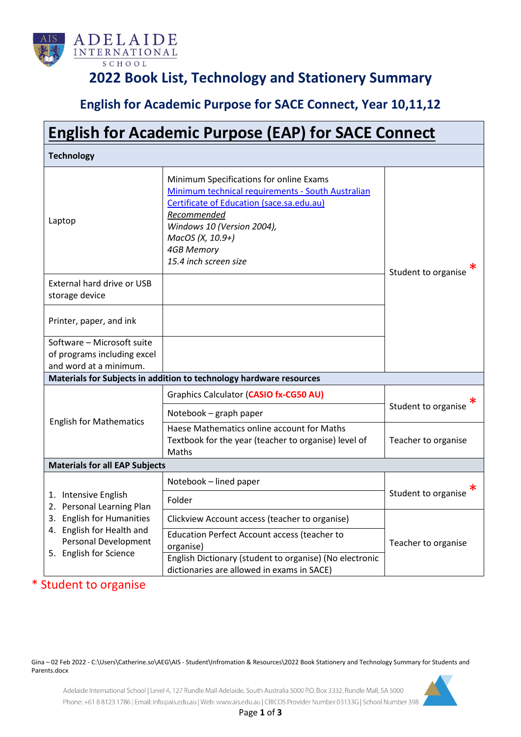# 2022 Book List, Technology and Stationery Summary

## English for Academic Purpose for SACE Connect, Year 10,11,12

| English for Academic Purpose (EAP) for SACE Connect | | |
|---|---|---|
| **Technology** | | |
| Laptop | Minimum Specifications for online Exams [Minimum technical requirements - South Australian Certificate of Education (sace.sa.edu.au)](sace.sa.edu.au) *Recommended* *Windows 10 (Version 2004),* *MacOS (X, 10.9+)* *4GB Memory* *15.4 inch screen size* | Student to organise * |
| External hard drive or USB storage device | | |
| Printer, paper, and ink | | |
| Software – Microsoft suite of programs including excel and word at a minimum. | | |
| **Materials for Subjects in addition to technology hardware resources** | | |
| English for Mathematics | Graphics Calculator (**CASIO fx-CG50 AU**) | Student to organise * |
| | Notebook – graph paper | |
| | Haese Mathematics online account for Maths Textbook for the year (teacher to organise) level of Maths | Teacher to organise |
| **Materials for all EAP Subjects** | | |
| 1. Intensive English 2. Personal Learning Plan 3. English for Humanities 4. English for Health and Personal Development 5. English for Science | Notebook – lined paper | Student to organise * |
| | Folder | |
| | Clickview Account access (teacher to organise) | Teacher to organise |
| | Education Perfect Account access (teacher to organise) | |
| | English Dictionary (student to organise) (No electronic dictionaries are allowed in exams in SACE) | |

\* Student to organise

Gina – 02 Feb 2022 - C:\Users\Catherine.so\AEG\AIS - Student\Infromation & Resources\2022 Book Stationery and Technology Summary for Students and Parents.docx

Adelaide International School | Level 4, 127 Rundle Mall Adelaide, South Australia 5000 P.O. Box 3332, Rundle Mall, SA 5000
Phone: +61 8 8123 1786 | Email: info@ais.edu.au | Web: www.ais.edu.au | CRICOS Provider Number 03133G | School Number 398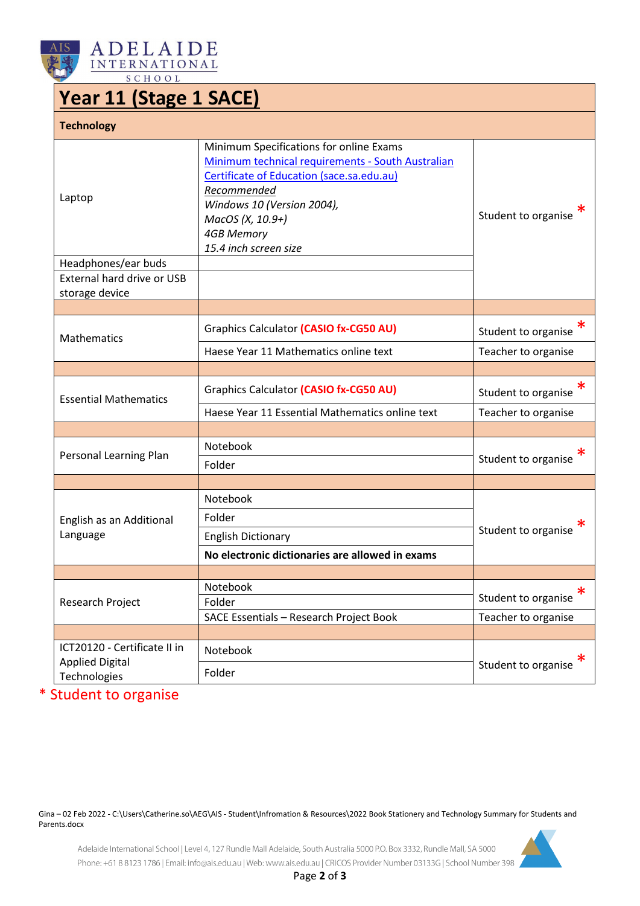# Year 11 (Stage 1 SACE)

| **Technology** | | |
|---|---|---|
| Laptop | Minimum Specifications for online Exams [Minimum technical requirements - South Australian Certificate of Education (sace.sa.edu.au)](https://www.sace.sa.edu.au) <br> *Recommended* <br> *Windows 10 (Version 2004),* <br> *MacOS (X, 10.9+)* <br> *4GB Memory* <br> *15.4 inch screen size* | Student to organise * |
| Headphones/ear buds | | |
| External hard drive or USB storage device | | |
| | | |
| Mathematics | Graphics Calculator **(CASIO fx-CG50 AU)** | Student to organise * |
| | Haese Year 11 Mathematics online text | Teacher to organise |
| | | |
| Essential Mathematics | Graphics Calculator **(CASIO fx-CG50 AU)** | Student to organise * |
| | Haese Year 11 Essential Mathematics online text | Teacher to organise |
| | | |
| Personal Learning Plan | Notebook | Student to organise * |
| | Folder | |
| | | |
| English as an Additional Language | Notebook | Student to organise * |
| | Folder | |
| | English Dictionary | |
| | **No electronic dictionaries are allowed in exams** | |
| | | |
| Research Project | Notebook | Student to organise * |
| | Folder | |
| | SACE Essentials – Research Project Book | Teacher to organise |
| | | |
| ICT20120 - Certificate II in Applied Digital Technologies | Notebook | Student to organise * |
| | Folder | |

* Student to organise

Gina – 02 Feb 2022 - C:\Users\Catherine.so\AEG\AIS - Student\Infromation & Resources\2022 Book Stationery and Technology Summary for Students and Parents.docx

Adelaide International School | Level 4, 127 Rundle Mall Adelaide, South Australia 5000 P.O. Box 3332, Rundle Mall, SA 5000
Phone: +61 8 8123 1786 | Email: info@ais.edu.au | Web: www.ais.edu.au | CRICOS Provider Number 03133G | School Number 398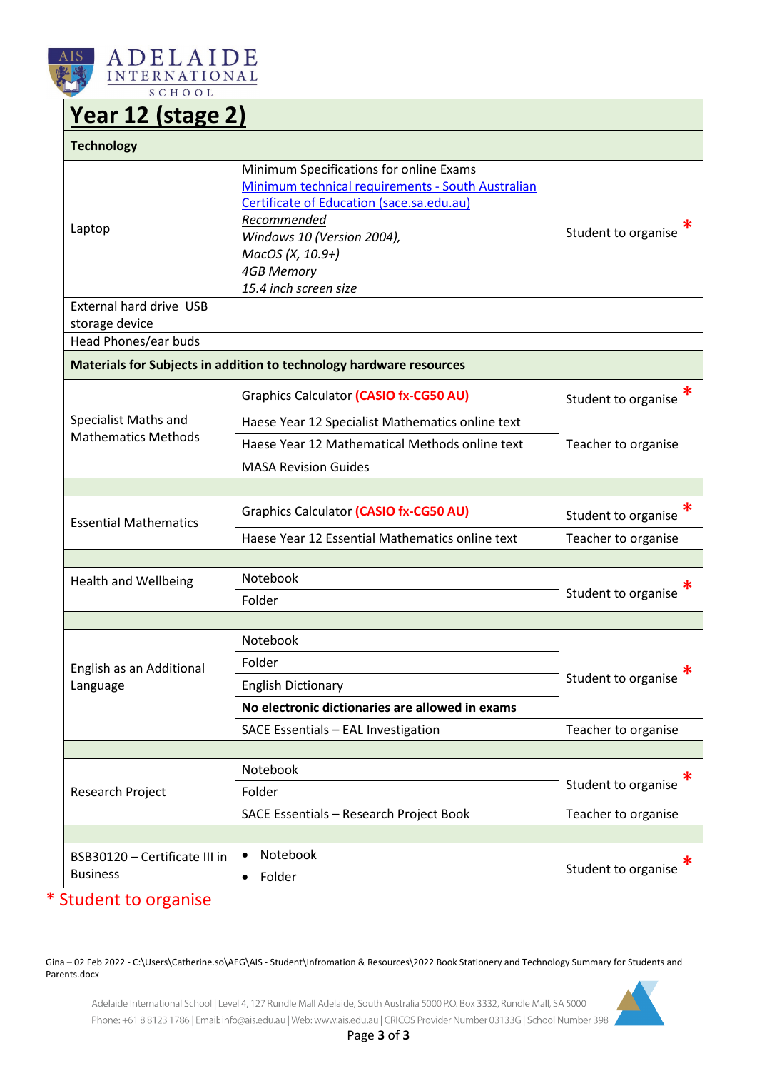# Year 12 (stage 2)

| | | |
|---|---|---|
| **Technology** | | |
| Laptop | Minimum Specifications for online Exams [Minimum technical requirements - South Australian Certificate of Education (sace.sa.edu.au)](sace.sa.edu.au)<br>*Recommended*<br>*Windows 10 (Version 2004),*<br>*MacOS (X, 10.9+)*<br>*4GB Memory*<br>*15.4 inch screen size* | Student to organise * |
| External hard drive USB storage device | | |
| Head Phones/ear buds | | |
| **Materials for Subjects in addition to technology hardware resources** | | |
| Specialist Maths and Mathematics Methods | Graphics Calculator **(CASIO fx-CG50 AU)** | Student to organise * |
| | Haese Year 12 Specialist Mathematics online text | Teacher to organise |
| | Haese Year 12 Mathematical Methods online text | |
| | MASA Revision Guides | |
| | | |
| Essential Mathematics | Graphics Calculator **(CASIO fx-CG50 AU)** | Student to organise * |
| | Haese Year 12 Essential Mathematics online text | Teacher to organise |
| | | |
| Health and Wellbeing | Notebook | Student to organise * |
| | Folder | |
| | | |
| English as an Additional Language | Notebook | Student to organise * |
| | Folder | |
| | English Dictionary | |
| | **No electronic dictionaries are allowed in exams** | |
| | SACE Essentials – EAL Investigation | Teacher to organise |
| | | |
| Research Project | Notebook | Student to organise * |
| | Folder | |
| | SACE Essentials – Research Project Book | Teacher to organise |
| | | |
| BSB30120 – Certificate III in Business | • Notebook | Student to organise * |
| | • Folder | |

* Student to organise

Gina – 02 Feb 2022 - C:\Users\Catherine.so\AEG\AIS - Student\Infromation & Resources\2022 Book Stationery and Technology Summary for Students and Parents.docx